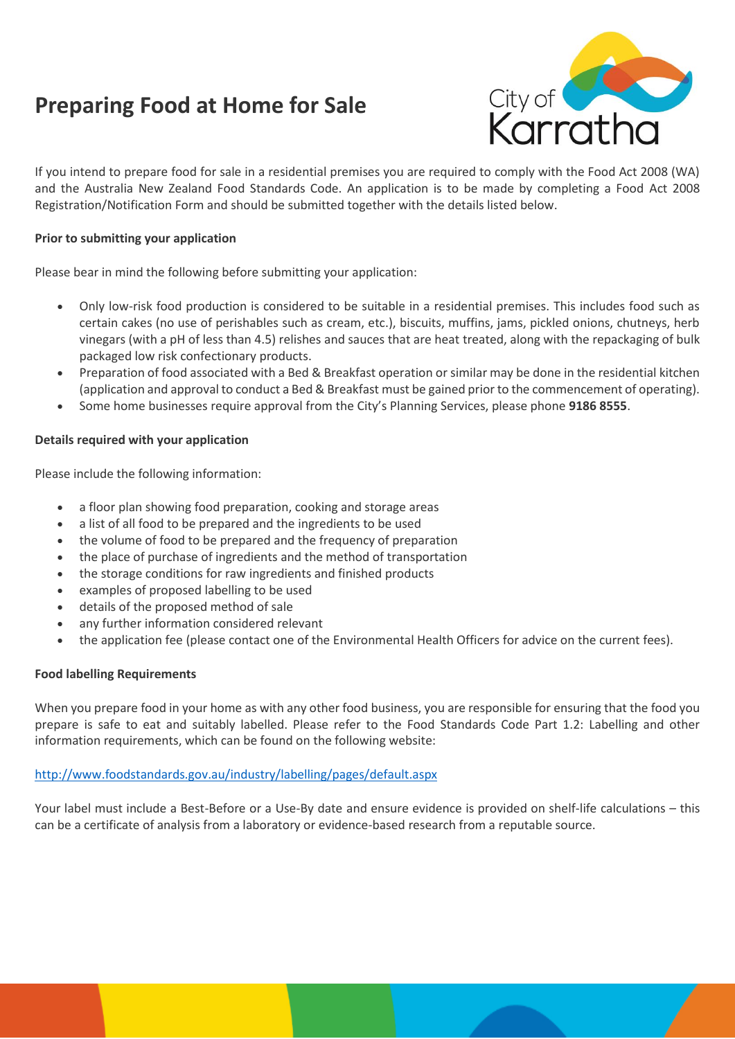# Preparing Food at Home for Sale

If you intend to prepare food for sale in a residential premises you are required to comply with the Food Act 2008 (WA) and the Australia New Zealand Food Standards Code. An application is to be made by completing a Food Act 2008 Registration/Notification Form and should be submitted together with the details listed below.

**Prior to submitting your application**

Please bear in mind the following before submitting your application:

- Only low-risk food production is considered to be suitable in a residential premises. This includes food such as certain cakes (no use of perishables such as cream, etc.), biscuits, muffins, jams, pickled onions, chutneys, herb vinegars (with a pH of less than 4.5) relishes and sauces that are heat treated, along with the repackaging of bulk packaged low risk confectionary products.
- Preparation of food associated with a Bed & Breakfast operation or similar may be done in the residential kitchen (application and approval to conduct a Bed & Breakfast must be gained prior to the commencement of operating).
- Some home businesses require approval from the City's Planning Services, please phone **9186 8555**.

**Details required with your application**

Please include the following information:

- a floor plan showing food preparation, cooking and storage areas
- a list of all food to be prepared and the ingredients to be used
- the volume of food to be prepared and the frequency of preparation
- the place of purchase of ingredients and the method of transportation
- the storage conditions for raw ingredients and finished products
- examples of proposed labelling to be used
- details of the proposed method of sale
- any further information considered relevant
- the application fee (please contact one of the Environmental Health Officers for advice on the current fees).

**Food labelling Requirements**

When you prepare food in your home as with any other food business, you are responsible for ensuring that the food you prepare is safe to eat and suitably labelled. Please refer to the Food Standards Code Part 1.2: Labelling and other information requirements, which can be found on the following website:

http://www.foodstandards.gov.au/industry/labelling/pages/default.aspx

Your label must include a Best-Before or a Use-By date and ensure evidence is provided on shelf-life calculations – this can be a certificate of analysis from a laboratory or evidence-based research from a reputable source.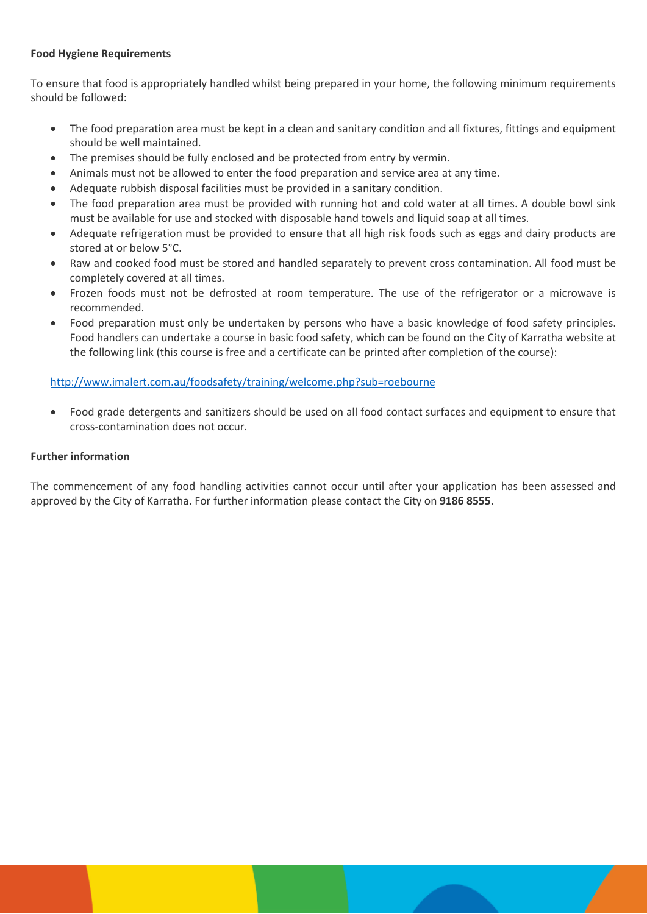**Food Hygiene Requirements**

To ensure that food is appropriately handled whilst being prepared in your home, the following minimum requirements should be followed:

- The food preparation area must be kept in a clean and sanitary condition and all fixtures, fittings and equipment should be well maintained.
- The premises should be fully enclosed and be protected from entry by vermin.
- Animals must not be allowed to enter the food preparation and service area at any time.
- Adequate rubbish disposal facilities must be provided in a sanitary condition.
- The food preparation area must be provided with running hot and cold water at all times. A double bowl sink must be available for use and stocked with disposable hand towels and liquid soap at all times.
- Adequate refrigeration must be provided to ensure that all high risk foods such as eggs and dairy products are stored at or below 5°C.
- Raw and cooked food must be stored and handled separately to prevent cross contamination. All food must be completely covered at all times.
- Frozen foods must not be defrosted at room temperature. The use of the refrigerator or a microwave is recommended.
- Food preparation must only be undertaken by persons who have a basic knowledge of food safety principles. Food handlers can undertake a course in basic food safety, which can be found on the City of Karratha website at the following link (this course is free and a certificate can be printed after completion of the course):

  http://www.imalert.com.au/foodsafety/training/welcome.php?sub=roebourne

- Food grade detergents and sanitizers should be used on all food contact surfaces and equipment to ensure that cross-contamination does not occur.

**Further information**

The commencement of any food handling activities cannot occur until after your application has been assessed and approved by the City of Karratha. For further information please contact the City on **9186 8555.**